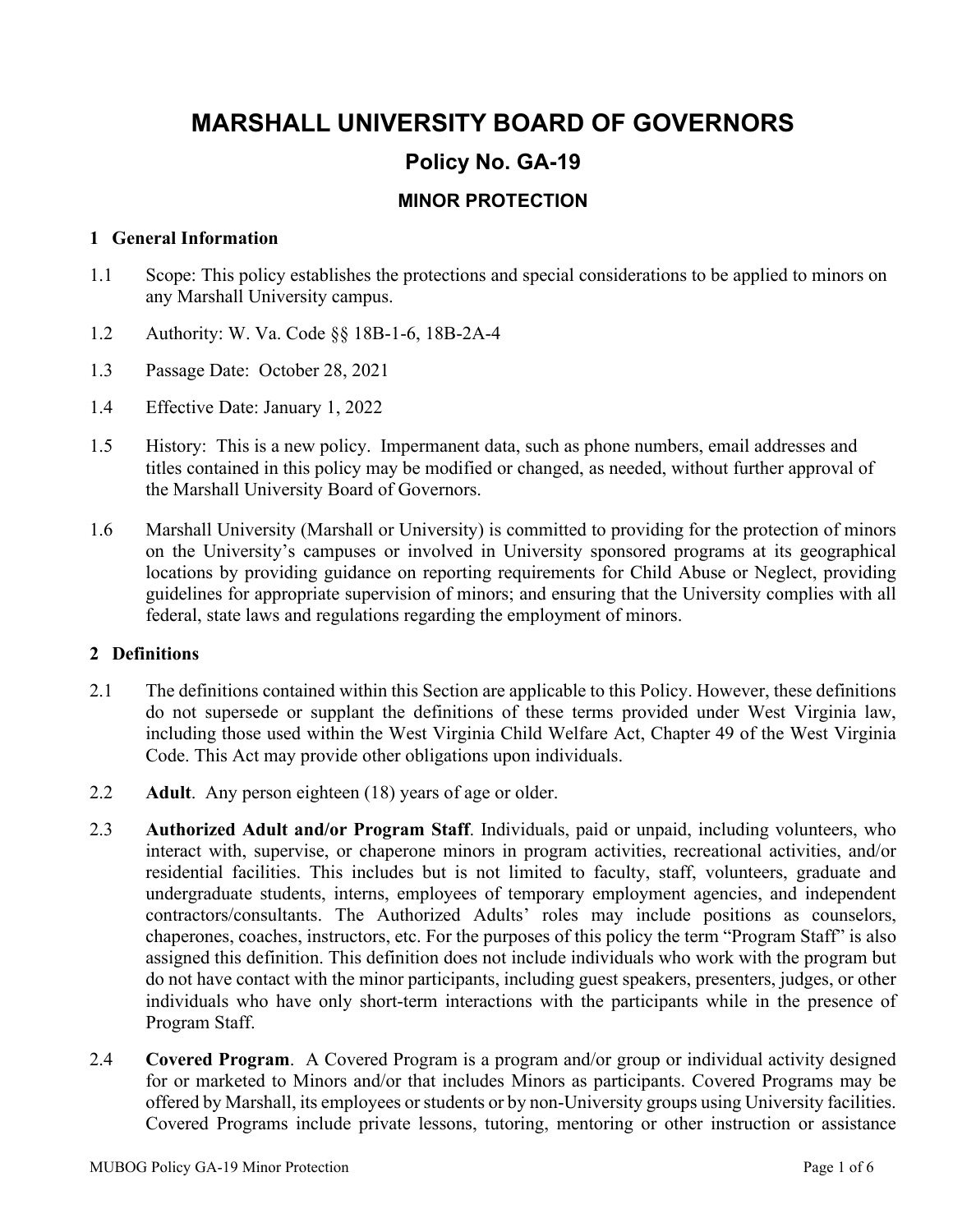# MARSHALL UNIVERSITY BOARD OF GOVERNORS

## Policy No. GA-19

### MINOR PROTECTION

**1 General Information**

1.1 Scope: This policy establishes the protections and special considerations to be applied to minors on any Marshall University campus.

1.2 Authority: W. Va. Code §§ 18B-1-6, 18B-2A-4

1.3 Passage Date: October 28, 2021

1.4 Effective Date: January 1, 2022

1.5 History: This is a new policy. Impermanent data, such as phone numbers, email addresses and titles contained in this policy may be modified or changed, as needed, without further approval of the Marshall University Board of Governors.

1.6 Marshall University (Marshall or University) is committed to providing for the protection of minors on the University's campuses or involved in University sponsored programs at its geographical locations by providing guidance on reporting requirements for Child Abuse or Neglect, providing guidelines for appropriate supervision of minors; and ensuring that the University complies with all federal, state laws and regulations regarding the employment of minors.

**2 Definitions**

2.1 The definitions contained within this Section are applicable to this Policy. However, these definitions do not supersede or supplant the definitions of these terms provided under West Virginia law, including those used within the West Virginia Child Welfare Act, Chapter 49 of the West Virginia Code. This Act may provide other obligations upon individuals.

2.2 **Adult**. Any person eighteen (18) years of age or older.

2.3 **Authorized Adult and/or Program Staff**. Individuals, paid or unpaid, including volunteers, who interact with, supervise, or chaperone minors in program activities, recreational activities, and/or residential facilities. This includes but is not limited to faculty, staff, volunteers, graduate and undergraduate students, interns, employees of temporary employment agencies, and independent contractors/consultants. The Authorized Adults' roles may include positions as counselors, chaperones, coaches, instructors, etc. For the purposes of this policy the term "Program Staff" is also assigned this definition. This definition does not include individuals who work with the program but do not have contact with the minor participants, including guest speakers, presenters, judges, or other individuals who have only short-term interactions with the participants while in the presence of Program Staff.

2.4 **Covered Program**. A Covered Program is a program and/or group or individual activity designed for or marketed to Minors and/or that includes Minors as participants. Covered Programs may be offered by Marshall, its employees or students or by non-University groups using University facilities. Covered Programs include private lessons, tutoring, mentoring or other instruction or assistance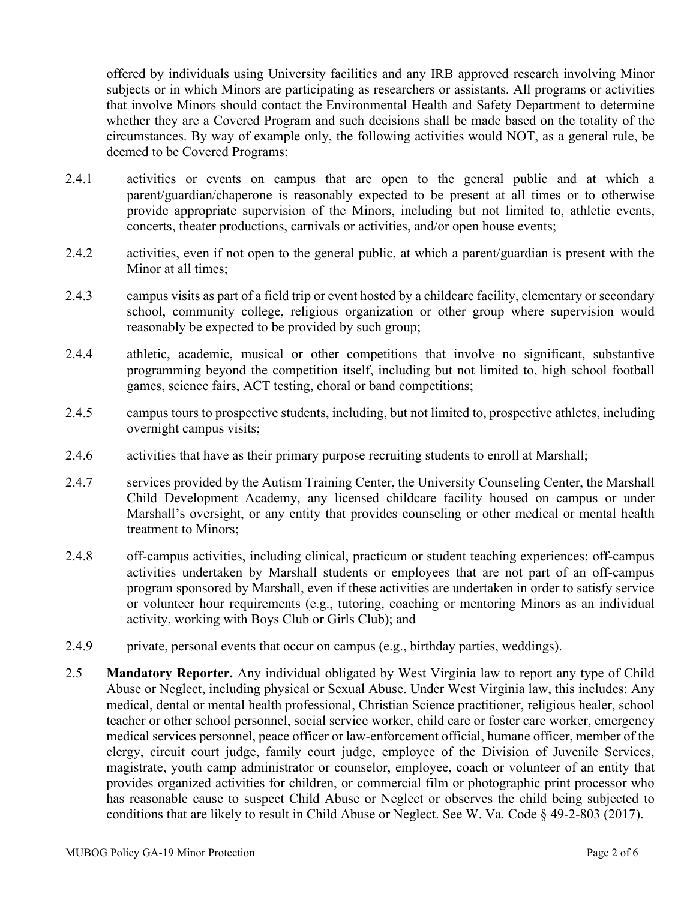offered by individuals using University facilities and any IRB approved research involving Minor subjects or in which Minors are participating as researchers or assistants. All programs or activities that involve Minors should contact the Environmental Health and Safety Department to determine whether they are a Covered Program and such decisions shall be made based on the totality of the circumstances. By way of example only, the following activities would NOT, as a general rule, be deemed to be Covered Programs:

2.4.1 activities or events on campus that are open to the general public and at which a parent/guardian/chaperone is reasonably expected to be present at all times or to otherwise provide appropriate supervision of the Minors, including but not limited to, athletic events, concerts, theater productions, carnivals or activities, and/or open house events;

2.4.2 activities, even if not open to the general public, at which a parent/guardian is present with the Minor at all times;

2.4.3 campus visits as part of a field trip or event hosted by a childcare facility, elementary or secondary school, community college, religious organization or other group where supervision would reasonably be expected to be provided by such group;

2.4.4 athletic, academic, musical or other competitions that involve no significant, substantive programming beyond the competition itself, including but not limited to, high school football games, science fairs, ACT testing, choral or band competitions;

2.4.5 campus tours to prospective students, including, but not limited to, prospective athletes, including overnight campus visits;

2.4.6 activities that have as their primary purpose recruiting students to enroll at Marshall;

2.4.7 services provided by the Autism Training Center, the University Counseling Center, the Marshall Child Development Academy, any licensed childcare facility housed on campus or under Marshall's oversight, or any entity that provides counseling or other medical or mental health treatment to Minors;

2.4.8 off-campus activities, including clinical, practicum or student teaching experiences; off-campus activities undertaken by Marshall students or employees that are not part of an off-campus program sponsored by Marshall, even if these activities are undertaken in order to satisfy service or volunteer hour requirements (e.g., tutoring, coaching or mentoring Minors as an individual activity, working with Boys Club or Girls Club); and

2.4.9 private, personal events that occur on campus (e.g., birthday parties, weddings).

2.5 **Mandatory Reporter.** Any individual obligated by West Virginia law to report any type of Child Abuse or Neglect, including physical or Sexual Abuse. Under West Virginia law, this includes: Any medical, dental or mental health professional, Christian Science practitioner, religious healer, school teacher or other school personnel, social service worker, child care or foster care worker, emergency medical services personnel, peace officer or law-enforcement official, humane officer, member of the clergy, circuit court judge, family court judge, employee of the Division of Juvenile Services, magistrate, youth camp administrator or counselor, employee, coach or volunteer of an entity that provides organized activities for children, or commercial film or photographic print processor who has reasonable cause to suspect Child Abuse or Neglect or observes the child being subjected to conditions that are likely to result in Child Abuse or Neglect. See W. Va. Code § 49-2-803 (2017).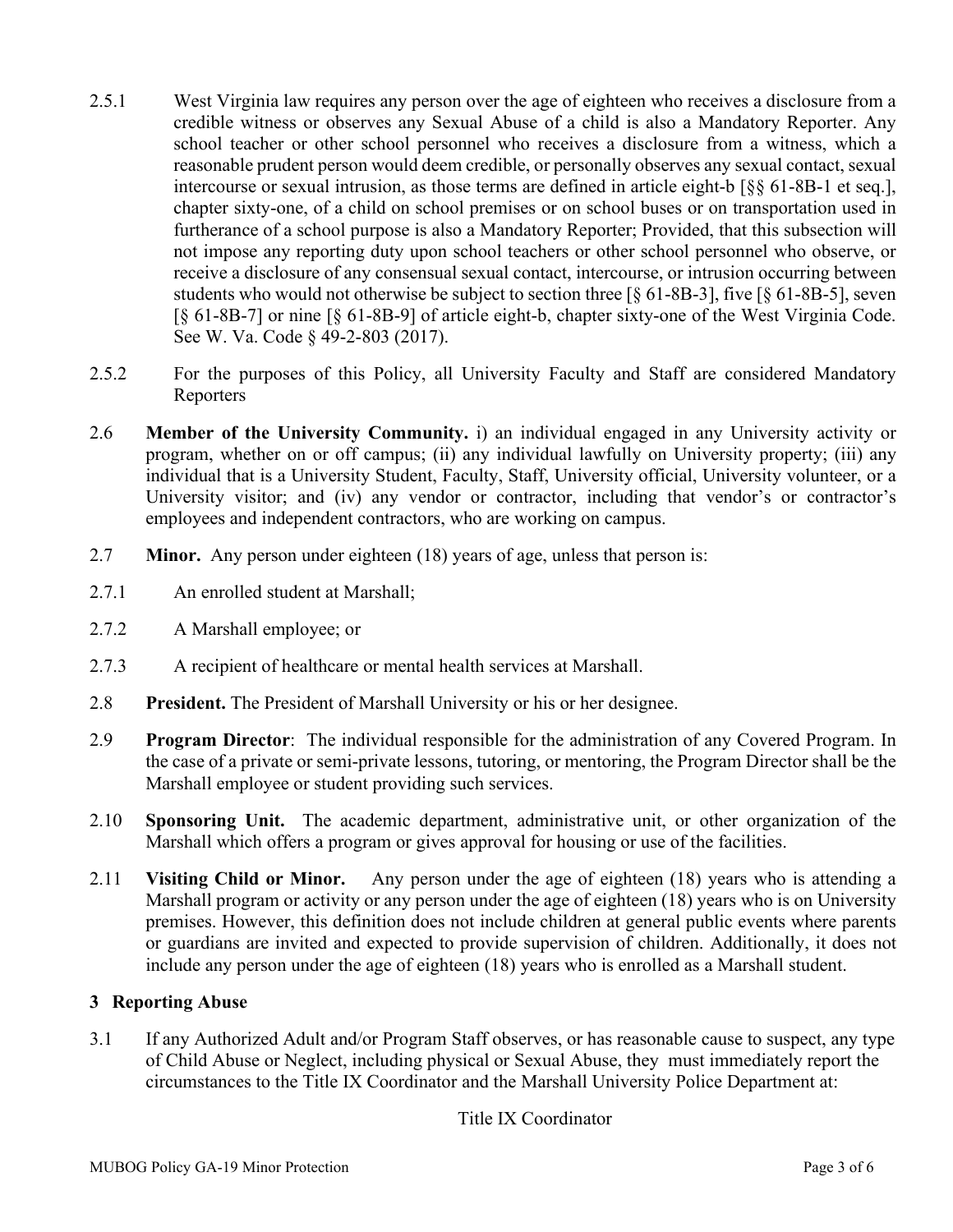2.5.1 West Virginia law requires any person over the age of eighteen who receives a disclosure from a credible witness or observes any Sexual Abuse of a child is also a Mandatory Reporter. Any school teacher or other school personnel who receives a disclosure from a witness, which a reasonable prudent person would deem credible, or personally observes any sexual contact, sexual intercourse or sexual intrusion, as those terms are defined in article eight-b [§§ 61-8B-1 et seq.], chapter sixty-one, of a child on school premises or on school buses or on transportation used in furtherance of a school purpose is also a Mandatory Reporter; Provided, that this subsection will not impose any reporting duty upon school teachers or other school personnel who observe, or receive a disclosure of any consensual sexual contact, intercourse, or intrusion occurring between students who would not otherwise be subject to section three [§ 61-8B-3], five [§ 61-8B-5], seven [§ 61-8B-7] or nine [§ 61-8B-9] of article eight-b, chapter sixty-one of the West Virginia Code. See W. Va. Code § 49-2-803 (2017).

2.5.2 For the purposes of this Policy, all University Faculty and Staff are considered Mandatory Reporters

2.6 **Member of the University Community.** i) an individual engaged in any University activity or program, whether on or off campus; (ii) any individual lawfully on University property; (iii) any individual that is a University Student, Faculty, Staff, University official, University volunteer, or a University visitor; and (iv) any vendor or contractor, including that vendor's or contractor's employees and independent contractors, who are working on campus.

2.7 **Minor.** Any person under eighteen (18) years of age, unless that person is:

2.7.1 An enrolled student at Marshall;

2.7.2 A Marshall employee; or

2.7.3 A recipient of healthcare or mental health services at Marshall.

2.8 **President.** The President of Marshall University or his or her designee.

2.9 **Program Director**: The individual responsible for the administration of any Covered Program. In the case of a private or semi-private lessons, tutoring, or mentoring, the Program Director shall be the Marshall employee or student providing such services.

2.10 **Sponsoring Unit.** The academic department, administrative unit, or other organization of the Marshall which offers a program or gives approval for housing or use of the facilities.

2.11 **Visiting Child or Minor.** Any person under the age of eighteen (18) years who is attending a Marshall program or activity or any person under the age of eighteen (18) years who is on University premises. However, this definition does not include children at general public events where parents or guardians are invited and expected to provide supervision of children. Additionally, it does not include any person under the age of eighteen (18) years who is enrolled as a Marshall student.

## 3 Reporting Abuse

3.1 If any Authorized Adult and/or Program Staff observes, or has reasonable cause to suspect, any type of Child Abuse or Neglect, including physical or Sexual Abuse, they must immediately report the circumstances to the Title IX Coordinator and the Marshall University Police Department at:

Title IX Coordinator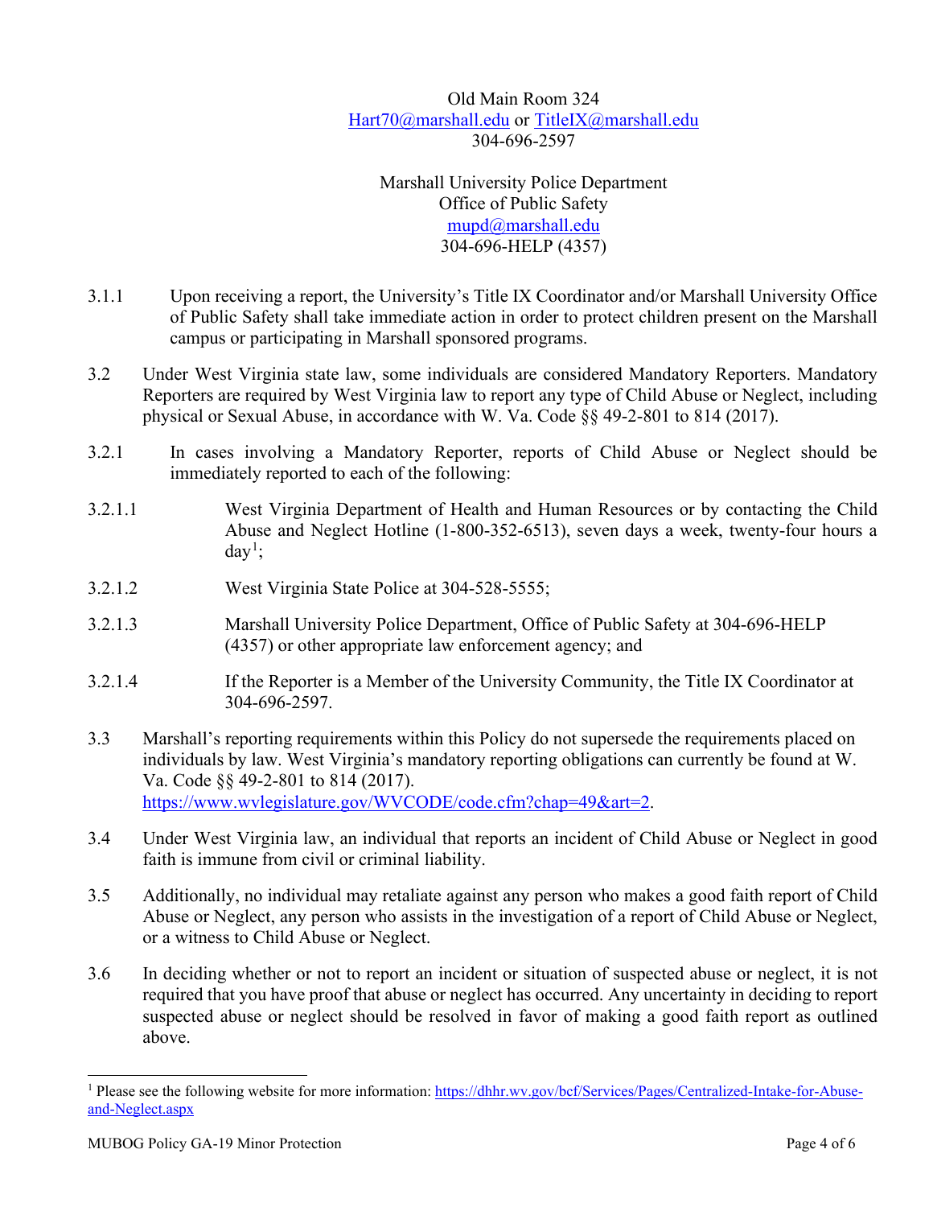Old Main Room 324
Hart70@marshall.edu or TitleIX@marshall.edu
304-696-2597

Marshall University Police Department
Office of Public Safety
mupd@marshall.edu
304-696-HELP (4357)

3.1.1 Upon receiving a report, the University's Title IX Coordinator and/or Marshall University Office of Public Safety shall take immediate action in order to protect children present on the Marshall campus or participating in Marshall sponsored programs.

3.2 Under West Virginia state law, some individuals are considered Mandatory Reporters. Mandatory Reporters are required by West Virginia law to report any type of Child Abuse or Neglect, including physical or Sexual Abuse, in accordance with W. Va. Code §§ 49-2-801 to 814 (2017).

3.2.1 In cases involving a Mandatory Reporter, reports of Child Abuse or Neglect should be immediately reported to each of the following:

3.2.1.1 West Virginia Department of Health and Human Resources or by contacting the Child Abuse and Neglect Hotline (1-800-352-6513), seven days a week, twenty-four hours a day[1];

3.2.1.2 West Virginia State Police at 304-528-5555;

3.2.1.3 Marshall University Police Department, Office of Public Safety at 304-696-HELP (4357) or other appropriate law enforcement agency; and

3.2.1.4 If the Reporter is a Member of the University Community, the Title IX Coordinator at 304-696-2597.

3.3 Marshall's reporting requirements within this Policy do not supersede the requirements placed on individuals by law. West Virginia's mandatory reporting obligations can currently be found at W. Va. Code §§ 49-2-801 to 814 (2017). https://www.wvlegislature.gov/WVCODE/code.cfm?chap=49&art=2.

3.4 Under West Virginia law, an individual that reports an incident of Child Abuse or Neglect in good faith is immune from civil or criminal liability.

3.5 Additionally, no individual may retaliate against any person who makes a good faith report of Child Abuse or Neglect, any person who assists in the investigation of a report of Child Abuse or Neglect, or a witness to Child Abuse or Neglect.

3.6 In deciding whether or not to report an incident or situation of suspected abuse or neglect, it is not required that you have proof that abuse or neglect has occurred. Any uncertainty in deciding to report suspected abuse or neglect should be resolved in favor of making a good faith report as outlined above.

[1] Please see the following website for more information: https://dhhr.wv.gov/bcf/Services/Pages/Centralized-Intake-for-Abuse-and-Neglect.aspx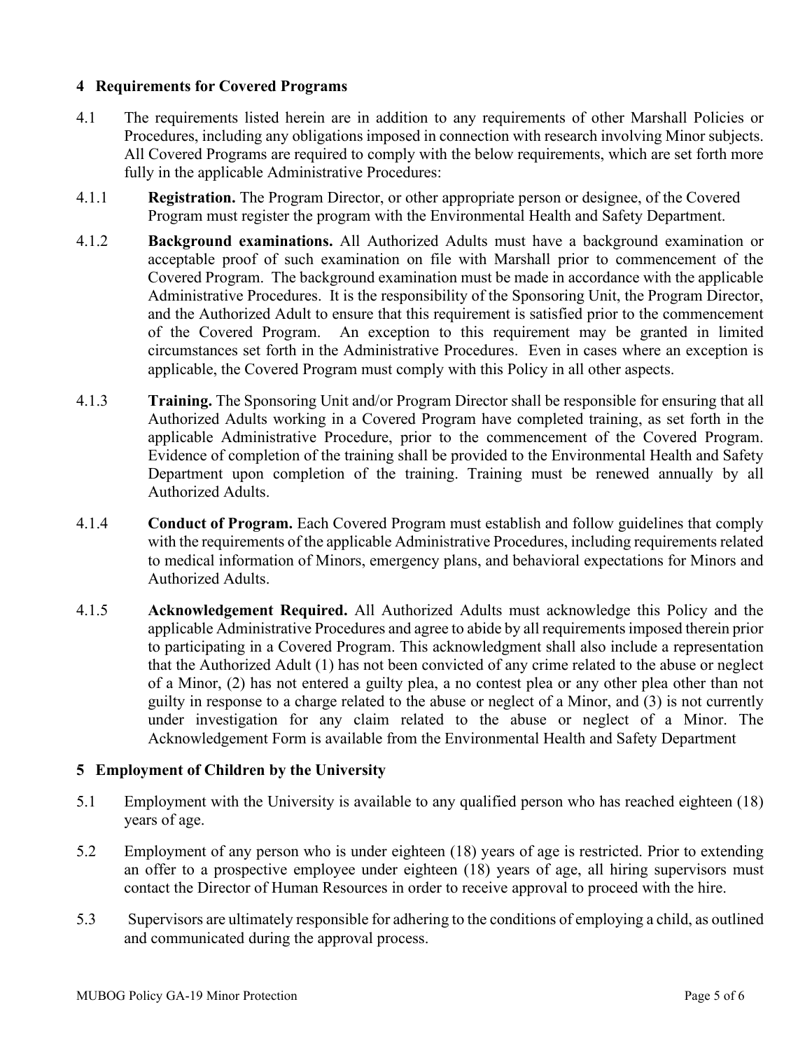## 4 Requirements for Covered Programs

4.1 The requirements listed herein are in addition to any requirements of other Marshall Policies or Procedures, including any obligations imposed in connection with research involving Minor subjects. All Covered Programs are required to comply with the below requirements, which are set forth more fully in the applicable Administrative Procedures:

4.1.1 **Registration.** The Program Director, or other appropriate person or designee, of the Covered Program must register the program with the Environmental Health and Safety Department.

4.1.2 **Background examinations.** All Authorized Adults must have a background examination or acceptable proof of such examination on file with Marshall prior to commencement of the Covered Program. The background examination must be made in accordance with the applicable Administrative Procedures. It is the responsibility of the Sponsoring Unit, the Program Director, and the Authorized Adult to ensure that this requirement is satisfied prior to the commencement of the Covered Program. An exception to this requirement may be granted in limited circumstances set forth in the Administrative Procedures. Even in cases where an exception is applicable, the Covered Program must comply with this Policy in all other aspects.

4.1.3 **Training.** The Sponsoring Unit and/or Program Director shall be responsible for ensuring that all Authorized Adults working in a Covered Program have completed training, as set forth in the applicable Administrative Procedure, prior to the commencement of the Covered Program. Evidence of completion of the training shall be provided to the Environmental Health and Safety Department upon completion of the training. Training must be renewed annually by all Authorized Adults.

4.1.4 **Conduct of Program.** Each Covered Program must establish and follow guidelines that comply with the requirements of the applicable Administrative Procedures, including requirements related to medical information of Minors, emergency plans, and behavioral expectations for Minors and Authorized Adults.

4.1.5 **Acknowledgement Required.** All Authorized Adults must acknowledge this Policy and the applicable Administrative Procedures and agree to abide by all requirements imposed therein prior to participating in a Covered Program. This acknowledgment shall also include a representation that the Authorized Adult (1) has not been convicted of any crime related to the abuse or neglect of a Minor, (2) has not entered a guilty plea, a no contest plea or any other plea other than not guilty in response to a charge related to the abuse or neglect of a Minor, and (3) is not currently under investigation for any claim related to the abuse or neglect of a Minor. The Acknowledgement Form is available from the Environmental Health and Safety Department

## 5 Employment of Children by the University

5.1 Employment with the University is available to any qualified person who has reached eighteen (18) years of age.

5.2 Employment of any person who is under eighteen (18) years of age is restricted. Prior to extending an offer to a prospective employee under eighteen (18) years of age, all hiring supervisors must contact the Director of Human Resources in order to receive approval to proceed with the hire.

5.3 Supervisors are ultimately responsible for adhering to the conditions of employing a child, as outlined and communicated during the approval process.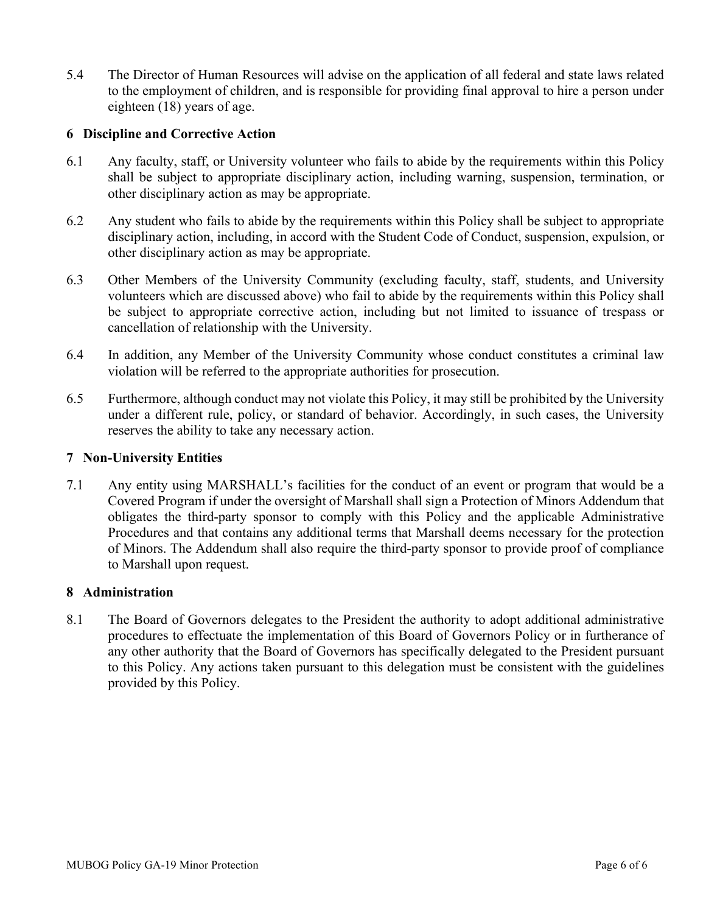5.4 The Director of Human Resources will advise on the application of all federal and state laws related to the employment of children, and is responsible for providing final approval to hire a person under eighteen (18) years of age.

## 6 Discipline and Corrective Action

6.1 Any faculty, staff, or University volunteer who fails to abide by the requirements within this Policy shall be subject to appropriate disciplinary action, including warning, suspension, termination, or other disciplinary action as may be appropriate.

6.2 Any student who fails to abide by the requirements within this Policy shall be subject to appropriate disciplinary action, including, in accord with the Student Code of Conduct, suspension, expulsion, or other disciplinary action as may be appropriate.

6.3 Other Members of the University Community (excluding faculty, staff, students, and University volunteers which are discussed above) who fail to abide by the requirements within this Policy shall be subject to appropriate corrective action, including but not limited to issuance of trespass or cancellation of relationship with the University.

6.4 In addition, any Member of the University Community whose conduct constitutes a criminal law violation will be referred to the appropriate authorities for prosecution.

6.5 Furthermore, although conduct may not violate this Policy, it may still be prohibited by the University under a different rule, policy, or standard of behavior. Accordingly, in such cases, the University reserves the ability to take any necessary action.

## 7 Non-University Entities

7.1 Any entity using MARSHALL's facilities for the conduct of an event or program that would be a Covered Program if under the oversight of Marshall shall sign a Protection of Minors Addendum that obligates the third-party sponsor to comply with this Policy and the applicable Administrative Procedures and that contains any additional terms that Marshall deems necessary for the protection of Minors. The Addendum shall also require the third-party sponsor to provide proof of compliance to Marshall upon request.

## 8 Administration

8.1 The Board of Governors delegates to the President the authority to adopt additional administrative procedures to effectuate the implementation of this Board of Governors Policy or in furtherance of any other authority that the Board of Governors has specifically delegated to the President pursuant to this Policy. Any actions taken pursuant to this delegation must be consistent with the guidelines provided by this Policy.